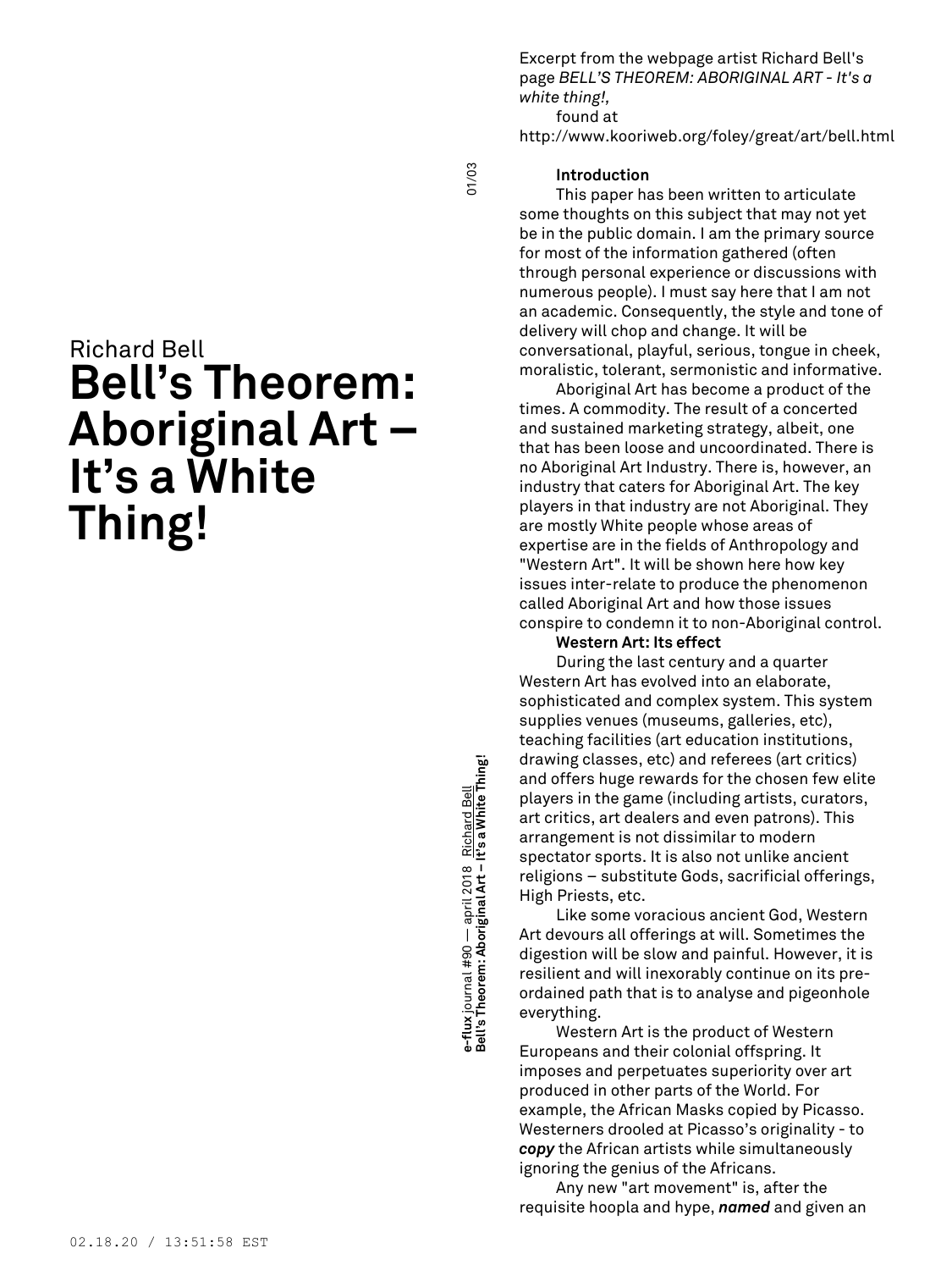Richard Bell

# Bell's Theorem: Aboriginal Art – It's a White Thing!

Excerpt from the webpage artist Richard Bell's page *BELL'S THEOREM: ABORIGINAL ART - It's a white thing!,* found at http://www.kooriweb.org/foley/great/art/bell.html

**Introduction**

This paper has been written to articulate some thoughts on this subject that may not yet be in the public domain. I am the primary source for most of the information gathered (often through personal experience or discussions with numerous people). I must say here that I am not an academic. Consequently, the style and tone of delivery will chop and change. It will be conversational, playful, serious, tongue in cheek, moralistic, tolerant, sermonistic and informative.

Aboriginal Art has become a product of the times. A commodity. The result of a concerted and sustained marketing strategy, albeit, one that has been loose and uncoordinated. There is no Aboriginal Art Industry. There is, however, an industry that caters for Aboriginal Art. The key players in that industry are not Aboriginal. They are mostly White people whose areas of expertise are in the fields of Anthropology and "Western Art". It will be shown here how key issues inter-relate to produce the phenomenon called Aboriginal Art and how those issues conspire to condemn it to non-Aboriginal control.

**Western Art: Its effect**

During the last century and a quarter Western Art has evolved into an elaborate, sophisticated and complex system. This system supplies venues (museums, galleries, etc), teaching facilities (art education institutions, drawing classes, etc) and referees (art critics) and offers huge rewards for the chosen few elite players in the game (including artists, curators, art critics, art dealers and even patrons). This arrangement is not dissimilar to modern spectator sports. It is also not unlike ancient religions – substitute Gods, sacrificial offerings, High Priests, etc.

Like some voracious ancient God, Western Art devours all offerings at will. Sometimes the digestion will be slow and painful. However, it is resilient and will inexorably continue on its pre-ordained path that is to analyse and pigeonhole everything.

Western Art is the product of Western Europeans and their colonial offspring. It imposes and perpetuates superiority over art produced in other parts of the World. For example, the African Masks copied by Picasso. Westerners drooled at Picasso's originality - to ***copy*** the African artists while simultaneously ignoring the genius of the Africans.

Any new "art movement" is, after the requisite hoopla and hype, ***named*** and given an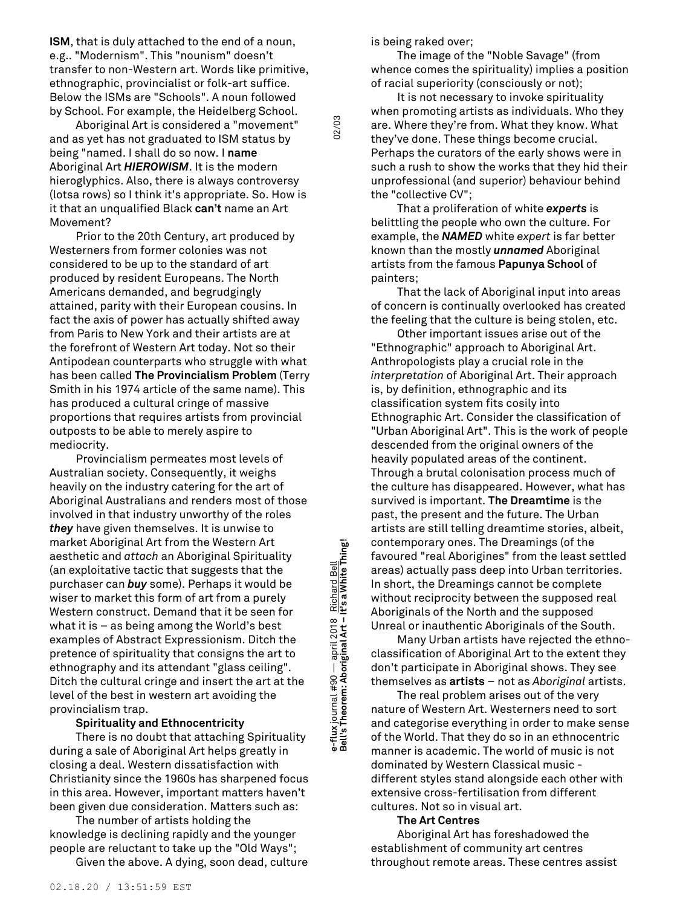**ISM**, that is duly attached to the end of a noun, e.g.. "Modernism". This "nounism" doesn't transfer to non-Western art. Words like primitive, ethnographic, provincialist or folk-art suffice. Below the ISMs are "Schools". A noun followed by School. For example, the Heidelberg School.

Aboriginal Art is considered a "movement" and as yet has not graduated to ISM status by being "named. I shall do so now. I **name** Aboriginal Art ***HIEROWISM***. It is the modern hieroglyphics. Also, there is always controversy (lotsa rows) so I think it's appropriate. So. How is it that an unqualified Black **can't** name an Art Movement?

Prior to the 20th Century, art produced by Westerners from former colonies was not considered to be up to the standard of art produced by resident Europeans. The North Americans demanded, and begrudgingly attained, parity with their European cousins. In fact the axis of power has actually shifted away from Paris to New York and their artists are at the forefront of Western Art today. Not so their Antipodean counterparts who struggle with what has been called **The Provincialism Problem** (Terry Smith in his 1974 article of the same name). This has produced a cultural cringe of massive proportions that requires artists from provincial outposts to be able to merely aspire to mediocrity.

Provincialism permeates most levels of Australian society. Consequently, it weighs heavily on the industry catering for the art of Aboriginal Australians and renders most of those involved in that industry unworthy of the roles ***they*** have given themselves. It is unwise to market Aboriginal Art from the Western Art aesthetic and *attach* an Aboriginal Spirituality (an exploitative tactic that suggests that the purchaser can ***buy*** some). Perhaps it would be wiser to market this form of art from a purely Western construct. Demand that it be seen for what it is – as being among the World's best examples of Abstract Expressionism. Ditch the pretence of spirituality that consigns the art to ethnography and its attendant "glass ceiling". Ditch the cultural cringe and insert the art at the level of the best in western art avoiding the provincialism trap.

**Spirituality and Ethnocentricity**

There is no doubt that attaching Spirituality during a sale of Aboriginal Art helps greatly in closing a deal. Western dissatisfaction with Christianity since the 1960s has sharpened focus in this area. However, important matters haven't been given due consideration. Matters such as:

The number of artists holding the knowledge is declining rapidly and the younger people are reluctant to take up the "Old Ways";

Given the above. A dying, soon dead, culture is being raked over;

The image of the "Noble Savage" (from whence comes the spirituality) implies a position of racial superiority (consciously or not);

It is not necessary to invoke spirituality when promoting artists as individuals. Who they are. Where they're from. What they know. What they've done. These things become crucial. Perhaps the curators of the early shows were in such a rush to show the works that they hid their unprofessional (and superior) behaviour behind the "collective CV";

That a proliferation of white ***experts*** is belittling the people who own the culture. For example, the ***NAMED*** white *expert* is far better known than the mostly ***unnamed*** Aboriginal artists from the famous **Papunya School** of painters;

That the lack of Aboriginal input into areas of concern is continually overlooked has created the feeling that the culture is being stolen, etc.

Other important issues arise out of the "Ethnographic" approach to Aboriginal Art. Anthropologists play a crucial role in the *interpretation* of Aboriginal Art. Their approach is, by definition, ethnographic and its classification system fits cosily into Ethnographic Art. Consider the classification of "Urban Aboriginal Art". This is the work of people descended from the original owners of the heavily populated areas of the continent. Through a brutal colonisation process much of the culture has disappeared. However, what has survived is important. **The Dreamtime** is the past, the present and the future. The Urban artists are still telling dreamtime stories, albeit, contemporary ones. The Dreamings (of the favoured "real Aborigines" from the least settled areas) actually pass deep into Urban territories. In short, the Dreamings cannot be complete without reciprocity between the supposed real Aboriginals of the North and the supposed Unreal or inauthentic Aboriginals of the South.

Many Urban artists have rejected the ethno-classification of Aboriginal Art to the extent they don't participate in Aboriginal shows. They see themselves as **artists** – not as *Aboriginal* artists.

The real problem arises out of the very nature of Western Art. Westerners need to sort and categorise everything in order to make sense of the World. That they do so in an ethnocentric manner is academic. The world of music is not dominated by Western Classical music - different styles stand alongside each other with extensive cross-fertilisation from different cultures. Not so in visual art.

**The Art Centres**

Aboriginal Art has foreshadowed the establishment of community art centres throughout remote areas. These centres assist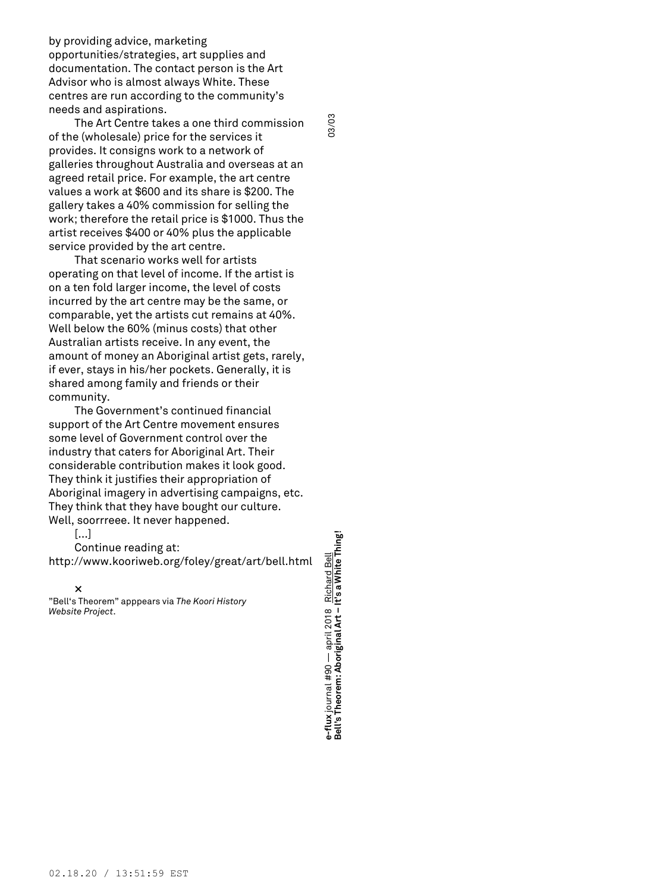by providing advice, marketing opportunities/strategies, art supplies and documentation. The contact person is the Art Advisor who is almost always White. These centres are run according to the community's needs and aspirations.

The Art Centre takes a one third commission of the (wholesale) price for the services it provides. It consigns work to a network of galleries throughout Australia and overseas at an agreed retail price. For example, the art centre values a work at $600 and its share is $200. The gallery takes a 40% commission for selling the work; therefore the retail price is $1000. Thus the artist receives $400 or 40% plus the applicable service provided by the art centre.

That scenario works well for artists operating on that level of income. If the artist is on a ten fold larger income, the level of costs incurred by the art centre may be the same, or comparable, yet the artists cut remains at 40%. Well below the 60% (minus costs) that other Australian artists receive. In any event, the amount of money an Aboriginal artist gets, rarely, if ever, stays in his/her pockets. Generally, it is shared among family and friends or their community.

The Government's continued financial support of the Art Centre movement ensures some level of Government control over the industry that caters for Aboriginal Art. Their considerable contribution makes it look good. They think it justifies their appropriation of Aboriginal imagery in advertising campaigns, etc. They think that they have bought our culture. Well, soorrreee. It never happened.

[…]

Continue reading at: http://www.kooriweb.org/foley/great/art/bell.html

×

"Bell's Theorem" apppears via *The Koori History Website Project*.